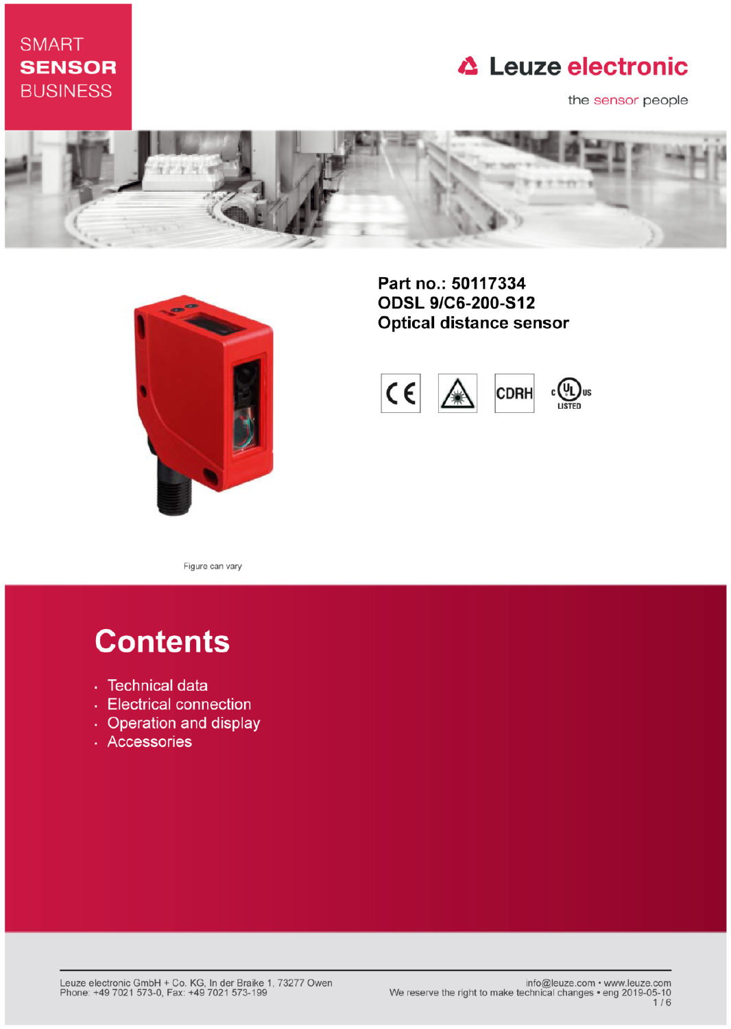SMART
**SENSOR**
BUSINESS

Leuze electronic

the sensor people

**Part no.: 50117334**
**ODSL 9/C6-200-S12**
**Optical distance sensor**

Figure can vary

# Contents

- Technical data
- Electrical connection
- Operation and display
- Accessories

Leuze electronic GmbH + Co. KG, In der Braike 1, 73277 Owen
Phone: +49 7021 573-0, Fax: +49 7021 573-199

info@leuze.com • www.leuze.com
We reserve the right to make technical changes • eng 2019-05-10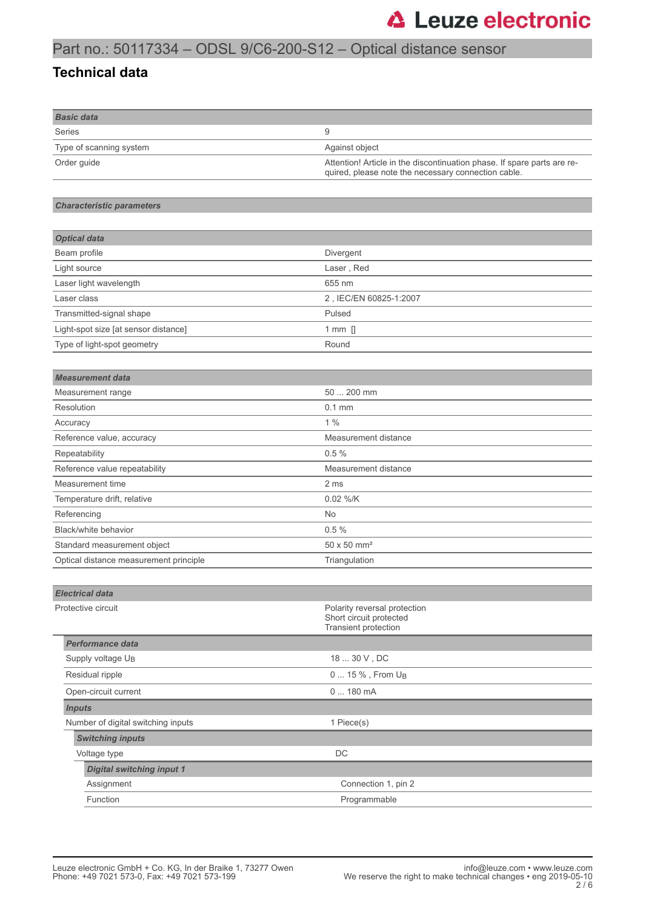# Part no.: 50117334 – ODSL 9/C6-200-S12 – Optical distance sensor

## Technical data

| Basic data | |
|---|---|
| Series | 9 |
| Type of scanning system | Against object |
| Order guide | Attention! Article in the discontinuation phase. If spare parts are required, please note the necessary connection cable. |

**Characteristic parameters**

| Optical data | |
|---|---|
| Beam profile | Divergent |
| Light source | Laser , Red |
| Laser light wavelength | 655 nm |
| Laser class | 2 , IEC/EN 60825-1:2007 |
| Transmitted-signal shape | Pulsed |
| Light-spot size [at sensor distance] | 1 mm [] |
| Type of light-spot geometry | Round |

| Measurement data | |
|---|---|
| Measurement range | 50 ... 200 mm |
| Resolution | 0.1 mm |
| Accuracy | 1 % |
| Reference value, accuracy | Measurement distance |
| Repeatability | 0.5 % |
| Reference value repeatability | Measurement distance |
| Measurement time | 2 ms |
| Temperature drift, relative | 0.02 %/K |
| Referencing | No |
| Black/white behavior | 0.5 % |
| Standard measurement object | 50 x 50 mm² |
| Optical distance measurement principle | Triangulation |

| Electrical data | |
|---|---|
| Protective circuit | Polarity reversal protection<br>Short circuit protected<br>Transient protection |
| ***Performance data*** | |
| Supply voltage $U_B$ | 18 ... 30 V , DC |
| Residual ripple | 0 ... 15 % , From $U_B$ |
| Open-circuit current | 0 ... 180 mA |
| ***Inputs*** | |
| Number of digital switching inputs | 1 Piece(s) |
| ***Switching inputs*** | |
| Voltage type | DC |
| ***Digital switching input 1*** | |
| Assignment | Connection 1, pin 2 |
| Function | Programmable |

Leuze electronic GmbH + Co. KG, In der Braike 1, 73277 Owen
Phone: +49 7021 573-0, Fax: +49 7021 573-199

info@leuze.com • www.leuze.com
We reserve the right to make technical changes • eng 2019-05-10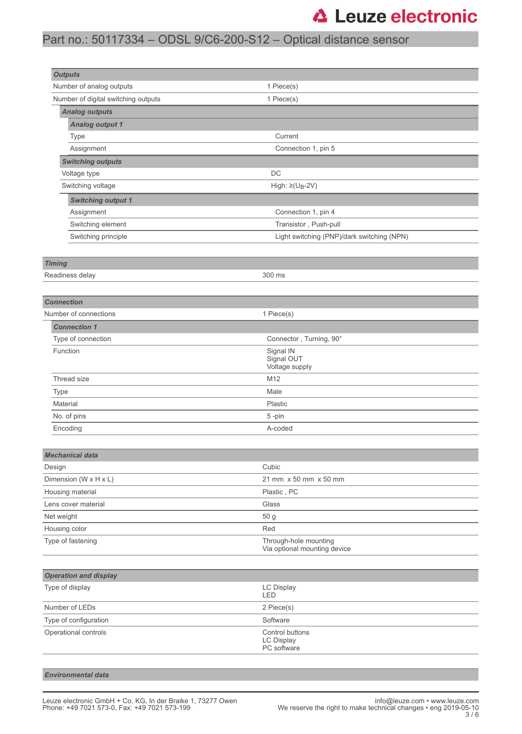| Outputs | |
|---|---|
| Number of analog outputs | 1 Piece(s) |
| Number of digital switching outputs | 1 Piece(s) |
| ***Analog outputs*** | |
| ***Analog output 1*** | |
| Type | Current |
| Assignment | Connection 1, pin 5 |
| ***Switching outputs*** | |
| Voltage type | DC |
| Switching voltage | High: ≥($U_B$-2V) |
| ***Switching output 1*** | |
| Assignment | Connection 1, pin 4 |
| Switching element | Transistor , Push-pull |
| Switching principle | Light switching (PNP)/dark switching (NPN) |

| Timing | |
|---|---|
| Readiness delay | 300 ms |

| Connection | |
|---|---|
| Number of connections | 1 Piece(s) |
| ***Connection 1*** | |
| Type of connection | Connector , Turning, 90° |
| Function | Signal IN<br>Signal OUT<br>Voltage supply |
| Thread size | M12 |
| Type | Male |
| Material | Plastic |
| No. of pins | 5 -pin |
| Encoding | A-coded |

| Mechanical data | |
|---|---|
| Design | Cubic |
| Dimension (W x H x L) | 21 mm x 50 mm x 50 mm |
| Housing material | Plastic , PC |
| Lens cover material | Glass |
| Net weight | 50 g |
| Housing color | Red |
| Type of fastening | Through-hole mounting<br>Via optional mounting device |

| Operation and display | |
|---|---|
| Type of display | LC Display<br>LED |
| Number of LEDs | 2 Piece(s) |
| Type of configuration | Software |
| Operational controls | Control buttons<br>LC Display<br>PC software |

| Environmental data | |
|---|---|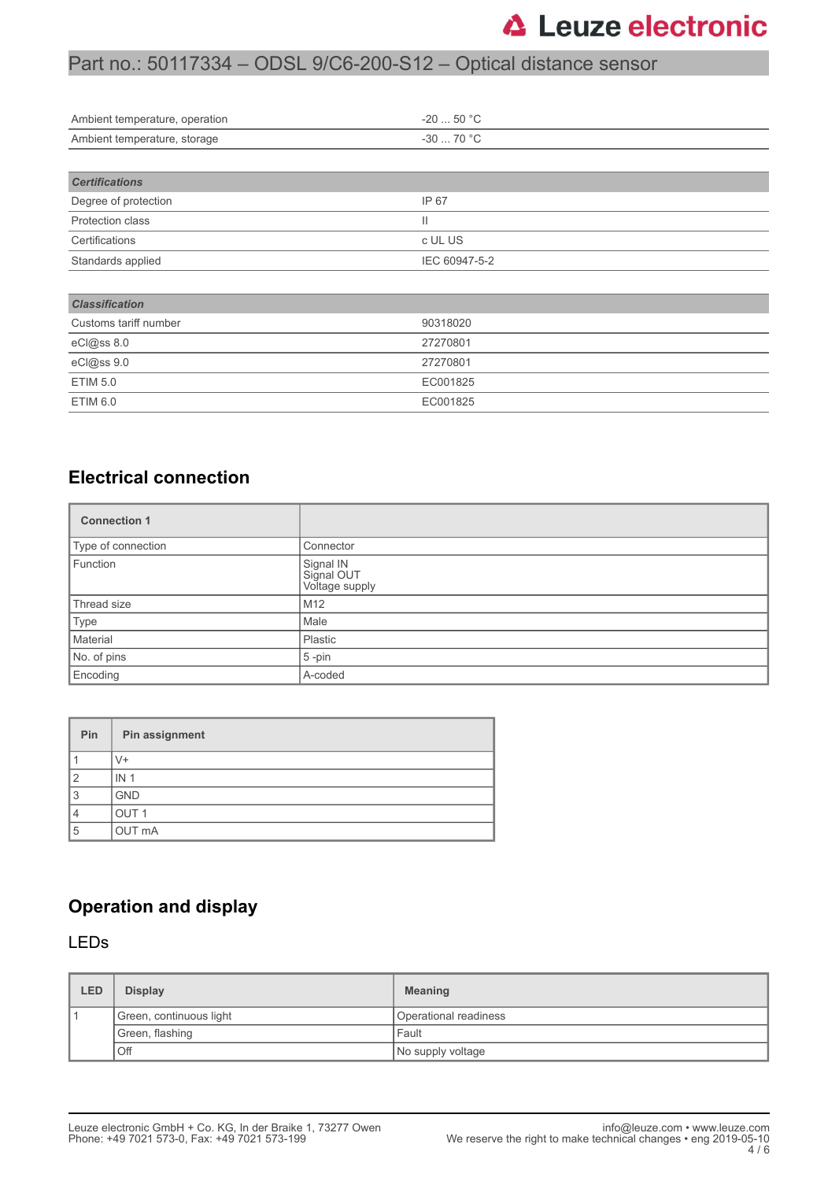| | |
|---|---|
| Ambient temperature, operation | -20 ... 50 °C |
| Ambient temperature, storage | -30 ... 70 °C |

| ***Certifications*** | |
|---|---|
| Degree of protection | IP 67 |
| Protection class | II |
| Certifications | c UL US |
| Standards applied | IEC 60947-5-2 |

| ***Classification*** | |
|---|---|
| Customs tariff number | 90318020 |
| eCl@ss 8.0 | 27270801 |
| eCl@ss 9.0 | 27270801 |
| ETIM 5.0 | EC001825 |
| ETIM 6.0 | EC001825 |

## Electrical connection

| **Connection 1** | |
|---|---|
| Type of connection | Connector |
| Function | Signal IN<br>Signal OUT<br>Voltage supply |
| Thread size | M12 |
| Type | Male |
| Material | Plastic |
| No. of pins | 5 -pin |
| Encoding | A-coded |

| **Pin** | **Pin assignment** |
|---|---|
| 1 | V+ |
| 2 | IN 1 |
| 3 | GND |
| 4 | OUT 1 |
| 5 | OUT mA |

## Operation and display

### LEDs

| **LED** | **Display** | **Meaning** |
|---|---|---|
| 1 | Green, continuous light | Operational readiness |
| | Green, flashing | Fault |
| | Off | No supply voltage |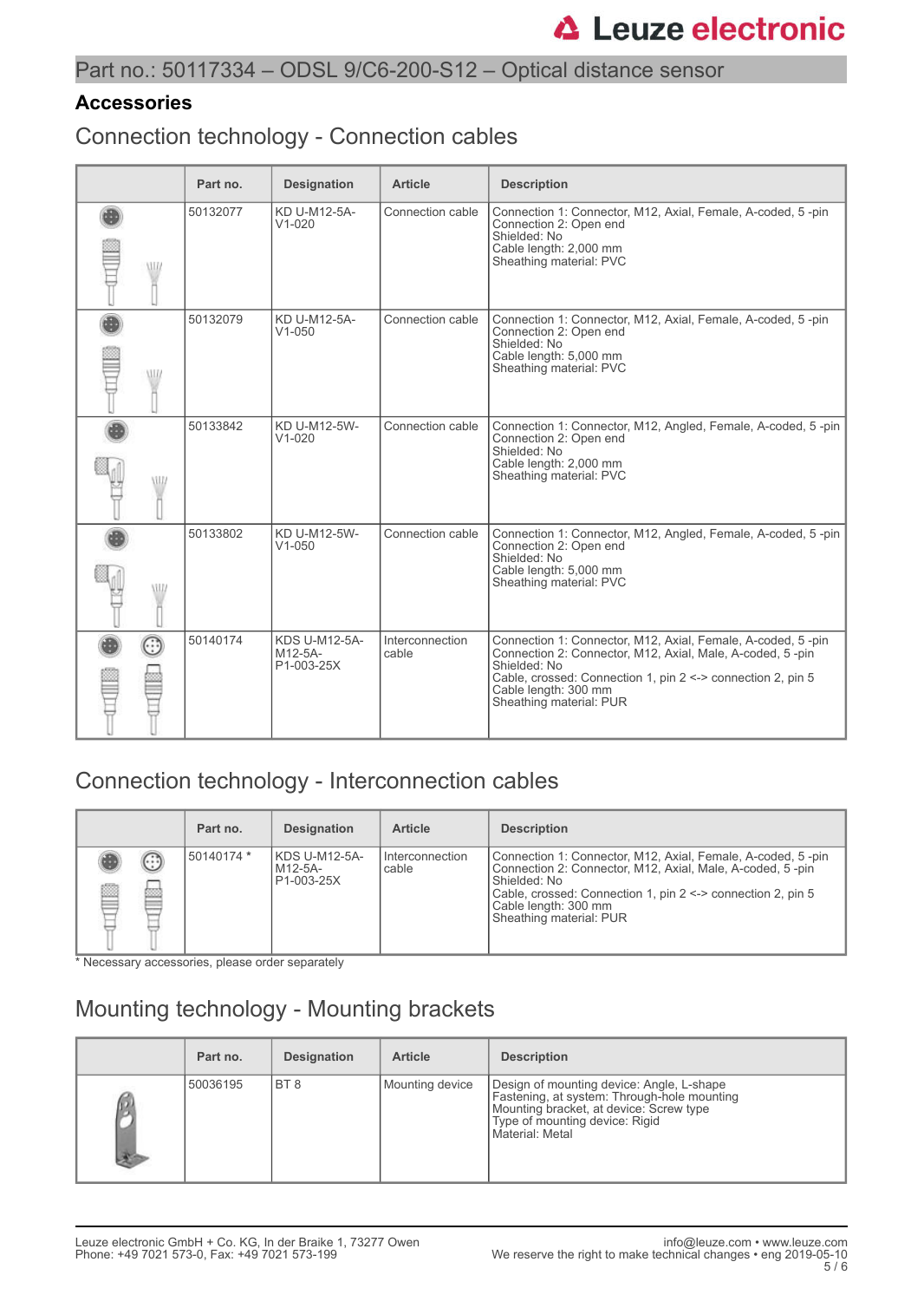Part no.: 50117334 – ODSL 9/C6-200-S12 – Optical distance sensor

## Accessories

### Connection technology - Connection cables

| | Part no. | Designation | Article | Description |
|---|---|---|---|---|
| | 50132077 | KD U-M12-5A-V1-020 | Connection cable | Connection 1: Connector, M12, Axial, Female, A-coded, 5 -pin<br>Connection 2: Open end<br>Shielded: No<br>Cable length: 2,000 mm<br>Sheathing material: PVC |
| | 50132079 | KD U-M12-5A-V1-050 | Connection cable | Connection 1: Connector, M12, Axial, Female, A-coded, 5 -pin<br>Connection 2: Open end<br>Shielded: No<br>Cable length: 5,000 mm<br>Sheathing material: PVC |
| | 50133842 | KD U-M12-5W-V1-020 | Connection cable | Connection 1: Connector, M12, Angled, Female, A-coded, 5 -pin<br>Connection 2: Open end<br>Shielded: No<br>Cable length: 2,000 mm<br>Sheathing material: PVC |
| | 50133802 | KD U-M12-5W-V1-050 | Connection cable | Connection 1: Connector, M12, Angled, Female, A-coded, 5 -pin<br>Connection 2: Open end<br>Shielded: No<br>Cable length: 5,000 mm<br>Sheathing material: PVC |
| | 50140174 | KDS U-M12-5A-M12-5A-P1-003-25X | Interconnection cable | Connection 1: Connector, M12, Axial, Female, A-coded, 5 -pin<br>Connection 2: Connector, M12, Axial, Male, A-coded, 5 -pin<br>Shielded: No<br>Cable, crossed: Connection 1, pin 2 <-> connection 2, pin 5<br>Cable length: 300 mm<br>Sheathing material: PUR |

### Connection technology - Interconnection cables

| | Part no. | Designation | Article | Description |
|---|---|---|---|---|
| | 50140174 * | KDS U-M12-5A-M12-5A-P1-003-25X | Interconnection cable | Connection 1: Connector, M12, Axial, Female, A-coded, 5 -pin<br>Connection 2: Connector, M12, Axial, Male, A-coded, 5 -pin<br>Shielded: No<br>Cable, crossed: Connection 1, pin 2 <-> connection 2, pin 5<br>Cable length: 300 mm<br>Sheathing material: PUR |

* Necessary accessories, please order separately

### Mounting technology - Mounting brackets

| | Part no. | Designation | Article | Description |
|---|---|---|---|---|
| | 50036195 | BT 8 | Mounting device | Design of mounting device: Angle, L-shape<br>Fastening, at system: Through-hole mounting<br>Mounting bracket, at device: Screw type<br>Type of mounting device: Rigid<br>Material: Metal |

Leuze electronic GmbH + Co. KG, In der Braike 1, 73277 Owen
Phone: +49 7021 573-0, Fax: +49 7021 573-199

info@leuze.com • www.leuze.com
We reserve the right to make technical changes • eng 2019-05-10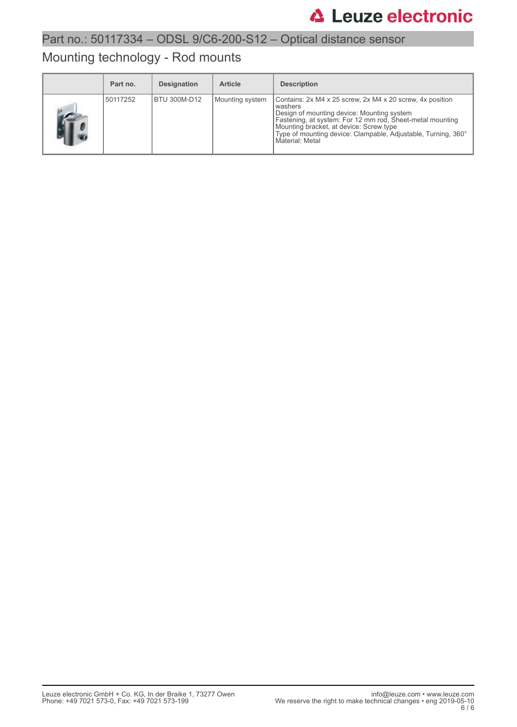# Part no.: 50117334 – ODSL 9/C6-200-S12 – Optical distance sensor

## Mounting technology - Rod mounts

| | Part no. | Designation | Article | Description |
|---|---|---|---|---|
| | 50117252 | BTU 300M-D12 | Mounting system | Contains: 2x M4 x 25 screw, 2x M4 x 20 screw, 4x position washers<br>Design of mounting device: Mounting system<br>Fastening, at system: For 12 mm rod, Sheet-metal mounting<br>Mounting bracket, at device: Screw type<br>Type of mounting device: Clampable, Adjustable, Turning, 360°<br>Material: Metal |

Leuze electronic GmbH + Co. KG, In der Braike 1, 73277 Owen
Phone: +49 7021 573-0, Fax: +49 7021 573-199

info@leuze.com • www.leuze.com
We reserve the right to make technical changes • eng 2019-05-10